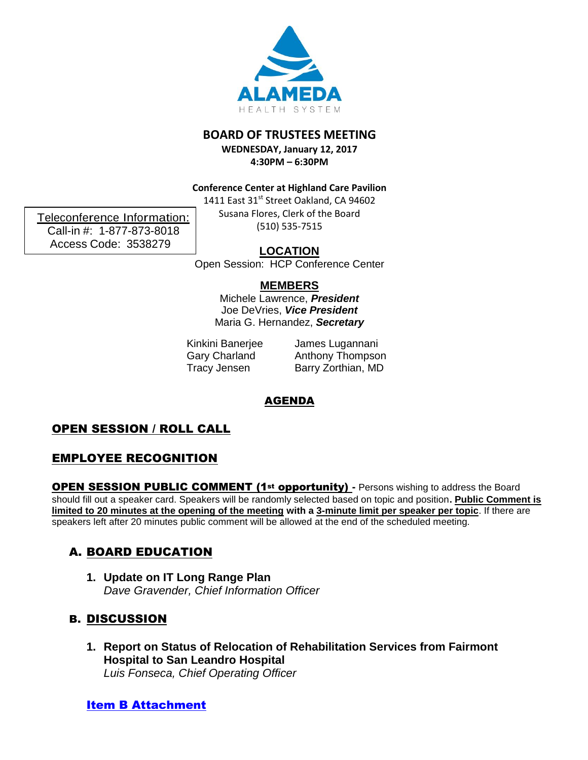ALAMEDA
HEALTH SYSTEM

# BOARD OF TRUSTEES MEETING

**WEDNESDAY, January 12, 2017**
**4:30PM – 6:30PM**

**Conference Center at Highland Care Pavilion**
1411 East 31st Street Oakland, CA 94602
Susana Flores, Clerk of the Board
(510) 535-7515

Teleconference Information:
Call-in #: 1-877-873-8018
Access Code: 3538279

**LOCATION**
Open Session: HCP Conference Center

**MEMBERS**
Michele Lawrence, ***President***
Joe DeVries, ***Vice President***
Maria G. Hernandez, ***Secretary***

Kinkini Banerjee
Gary Charland
Tracy Jensen
James Lugannani
Anthony Thompson
Barry Zorthian, MD

## AGENDA

## OPEN SESSION / ROLL CALL

## EMPLOYEE RECOGNITION

**OPEN SESSION PUBLIC COMMENT (1st opportunity) -** Persons wishing to address the Board should fill out a speaker card. Speakers will be randomly selected based on topic and position**. Public Comment is limited to 20 minutes at the opening of the meeting with a 3-minute limit per speaker per topic**. If there are speakers left after 20 minutes public comment will be allowed at the end of the scheduled meeting.

## A. BOARD EDUCATION

1. **Update on IT Long Range Plan**
   *Dave Gravender, Chief Information Officer*

## B. DISCUSSION

1. **Report on Status of Relocation of Rehabilitation Services from Fairmont Hospital to San Leandro Hospital**
   *Luis Fonseca, Chief Operating Officer*

**Item B Attachment**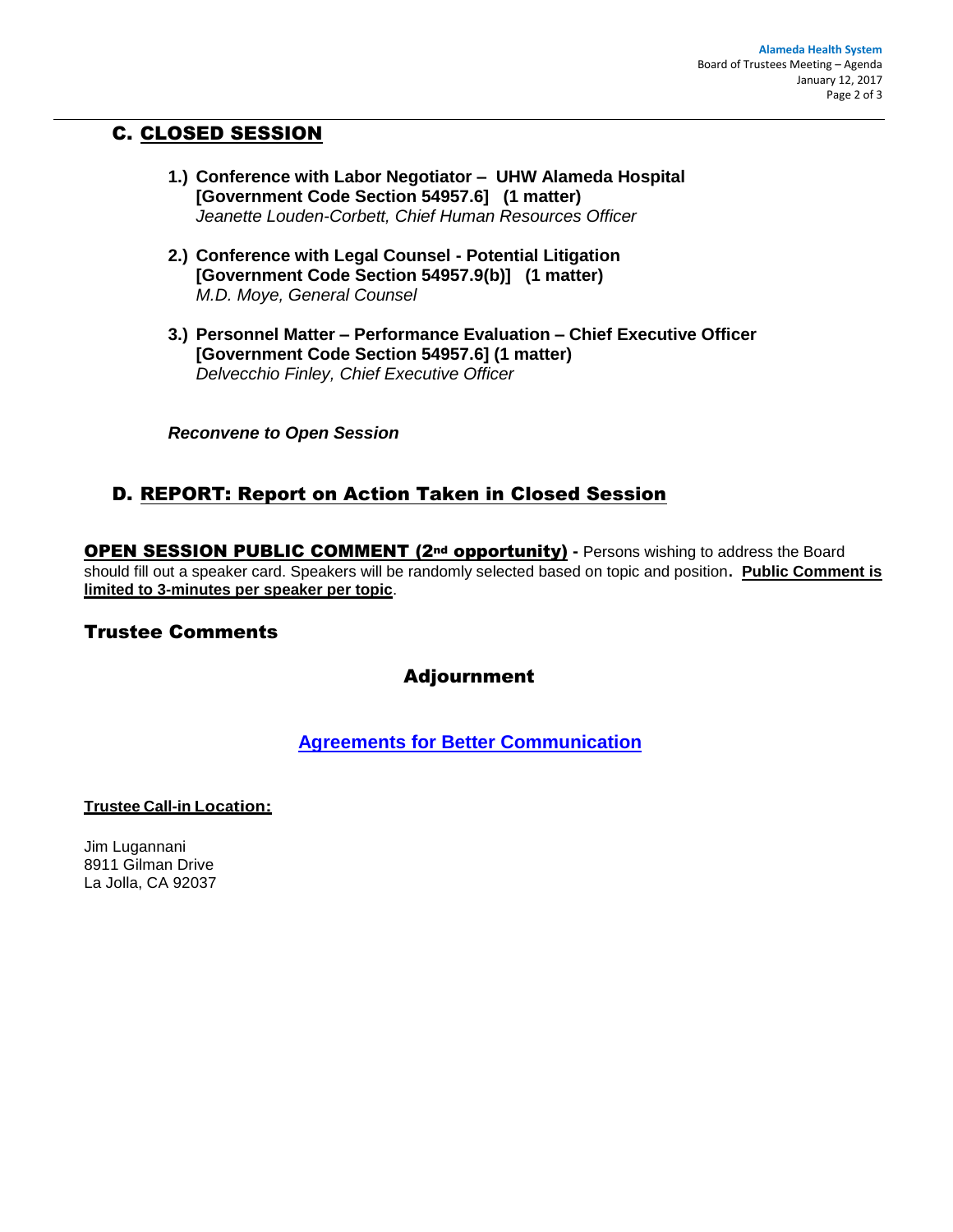## C. CLOSED SESSION

1.) **Conference with Labor Negotiator – UHW Alameda Hospital [Government Code Section 54957.6] (1 matter)**
*Jeanette Louden-Corbett, Chief Human Resources Officer*

2.) **Conference with Legal Counsel - Potential Litigation [Government Code Section 54957.9(b)] (1 matter)**
*M.D. Moye, General Counsel*

3.) **Personnel Matter – Performance Evaluation – Chief Executive Officer [Government Code Section 54957.6] (1 matter)**
*Delvecchio Finley, Chief Executive Officer*

***Reconvene to Open Session***

## D. REPORT: Report on Action Taken in Closed Session

**OPEN SESSION PUBLIC COMMENT (2nd opportunity) -** Persons wishing to address the Board should fill out a speaker card. Speakers will be randomly selected based on topic and position. **Public Comment is limited to 3-minutes per speaker per topic**.

## Trustee Comments

## Adjournment

**Agreements for Better Communication**

**Trustee Call-in Location:**

Jim Lugannani
8911 Gilman Drive
La Jolla, CA 92037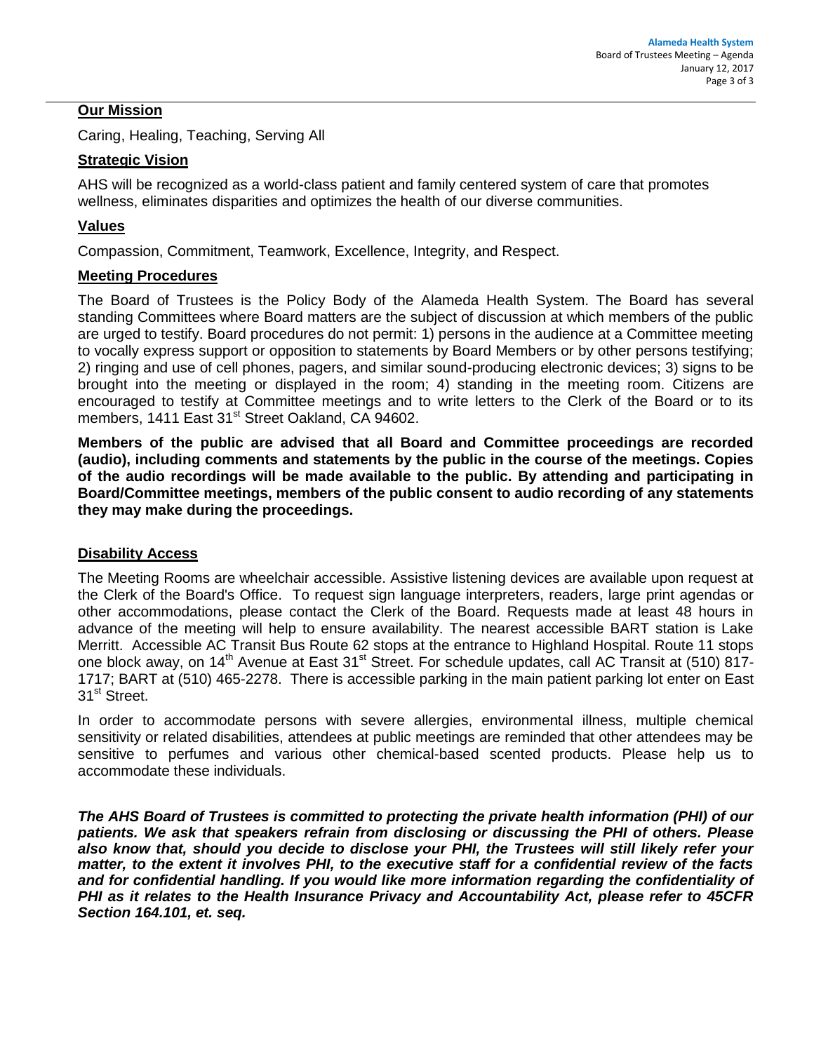**Our Mission**

Caring, Healing, Teaching, Serving All

**Strategic Vision**

AHS will be recognized as a world-class patient and family centered system of care that promotes wellness, eliminates disparities and optimizes the health of our diverse communities.

**Values**

Compassion, Commitment, Teamwork, Excellence, Integrity, and Respect.

**Meeting Procedures**

The Board of Trustees is the Policy Body of the Alameda Health System. The Board has several standing Committees where Board matters are the subject of discussion at which members of the public are urged to testify. Board procedures do not permit: 1) persons in the audience at a Committee meeting to vocally express support or opposition to statements by Board Members or by other persons testifying; 2) ringing and use of cell phones, pagers, and similar sound-producing electronic devices; 3) signs to be brought into the meeting or displayed in the room; 4) standing in the meeting room. Citizens are encouraged to testify at Committee meetings and to write letters to the Clerk of the Board or to its members, 1411 East 31st Street Oakland, CA 94602.

**Members of the public are advised that all Board and Committee proceedings are recorded (audio), including comments and statements by the public in the course of the meetings. Copies of the audio recordings will be made available to the public. By attending and participating in Board/Committee meetings, members of the public consent to audio recording of any statements they may make during the proceedings.**

**Disability Access**

The Meeting Rooms are wheelchair accessible. Assistive listening devices are available upon request at the Clerk of the Board's Office. To request sign language interpreters, readers, large print agendas or other accommodations, please contact the Clerk of the Board. Requests made at least 48 hours in advance of the meeting will help to ensure availability. The nearest accessible BART station is Lake Merritt. Accessible AC Transit Bus Route 62 stops at the entrance to Highland Hospital. Route 11 stops one block away, on 14th Avenue at East 31st Street. For schedule updates, call AC Transit at (510) 817-1717; BART at (510) 465-2278. There is accessible parking in the main patient parking lot enter on East 31st Street.

In order to accommodate persons with severe allergies, environmental illness, multiple chemical sensitivity or related disabilities, attendees at public meetings are reminded that other attendees may be sensitive to perfumes and various other chemical-based scented products. Please help us to accommodate these individuals.

***The AHS Board of Trustees is committed to protecting the private health information (PHI) of our patients. We ask that speakers refrain from disclosing or discussing the PHI of others. Please also know that, should you decide to disclose your PHI, the Trustees will still likely refer your matter, to the extent it involves PHI, to the executive staff for a confidential review of the facts and for confidential handling. If you would like more information regarding the confidentiality of PHI as it relates to the Health Insurance Privacy and Accountability Act, please refer to 45CFR Section 164.101, et. seq.***